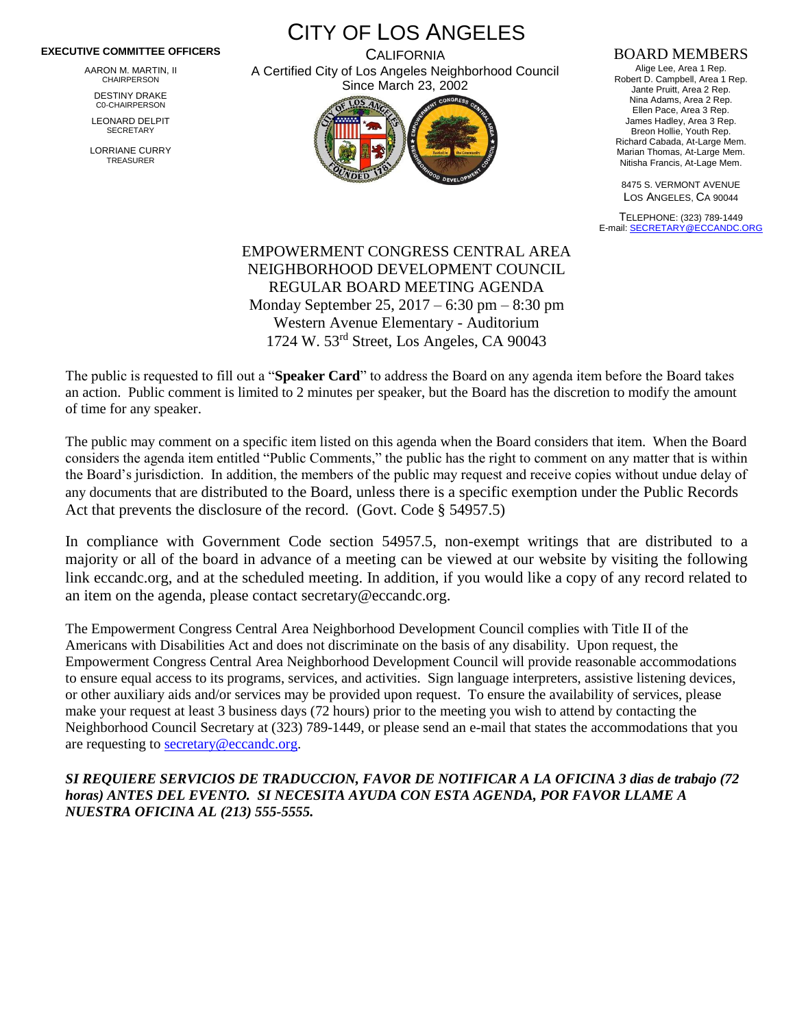# CITY OF LOS ANGELES

CALIFORNIA

A Certified City of Los Angeles Neighborhood Council

Since March 23, 2002

**EXECUTIVE COMMITTEE OFFICERS**

AARON M. MARTIN, II
CHAIRPERSON

DESTINY DRAKE
C0-CHAIRPERSON

LEONARD DELPIT
SECRETARY

LORRIANE CURRY
TREASURER

**BOARD MEMBERS**

Alige Lee, Area 1 Rep.
Robert D. Campbell, Area 1 Rep.
Jante Pruitt, Area 2 Rep.
Nina Adams, Area 2 Rep.
Ellen Pace, Area 3 Rep.
James Hadley, Area 3 Rep.
Breon Hollie, Youth Rep.
Richard Cabada, At-Large Mem.
Marian Thomas, At-Large Mem.
Nitisha Francis, At-Lage Mem.

8475 S. VERMONT AVENUE
LOS ANGELES, CA 90044

TELEPHONE: (323) 789-1449
E-mail: SECRETARY@ECCANDC.ORG

## EMPOWERMENT CONGRESS CENTRAL AREA NEIGHBORHOOD DEVELOPMENT COUNCIL REGULAR BOARD MEETING AGENDA

Monday September 25, 2017 – 6:30 pm – 8:30 pm
Western Avenue Elementary - Auditorium
1724 W. 53rd Street, Los Angeles, CA 90043

The public is requested to fill out a "**Speaker Card**" to address the Board on any agenda item before the Board takes an action. Public comment is limited to 2 minutes per speaker, but the Board has the discretion to modify the amount of time for any speaker.

The public may comment on a specific item listed on this agenda when the Board considers that item. When the Board considers the agenda item entitled "Public Comments," the public has the right to comment on any matter that is within the Board's jurisdiction. In addition, the members of the public may request and receive copies without undue delay of any documents that are distributed to the Board, unless there is a specific exemption under the Public Records Act that prevents the disclosure of the record. (Govt. Code § 54957.5)

In compliance with Government Code section 54957.5, non-exempt writings that are distributed to a majority or all of the board in advance of a meeting can be viewed at our website by visiting the following link eccandc.org, and at the scheduled meeting. In addition, if you would like a copy of any record related to an item on the agenda, please contact secretary@eccandc.org.

The Empowerment Congress Central Area Neighborhood Development Council complies with Title II of the Americans with Disabilities Act and does not discriminate on the basis of any disability. Upon request, the Empowerment Congress Central Area Neighborhood Development Council will provide reasonable accommodations to ensure equal access to its programs, services, and activities. Sign language interpreters, assistive listening devices, or other auxiliary aids and/or services may be provided upon request. To ensure the availability of services, please make your request at least 3 business days (72 hours) prior to the meeting you wish to attend by contacting the Neighborhood Council Secretary at (323) 789-1449, or please send an e-mail that states the accommodations that you are requesting to secretary@eccandc.org.

***SI REQUIERE SERVICIOS DE TRADUCCION, FAVOR DE NOTIFICAR A LA OFICINA 3 dias de trabajo (72 horas) ANTES DEL EVENTO. SI NECESITA AYUDA CON ESTA AGENDA, POR FAVOR LLAME A NUESTRA OFICINA AL (213) 555-5555.***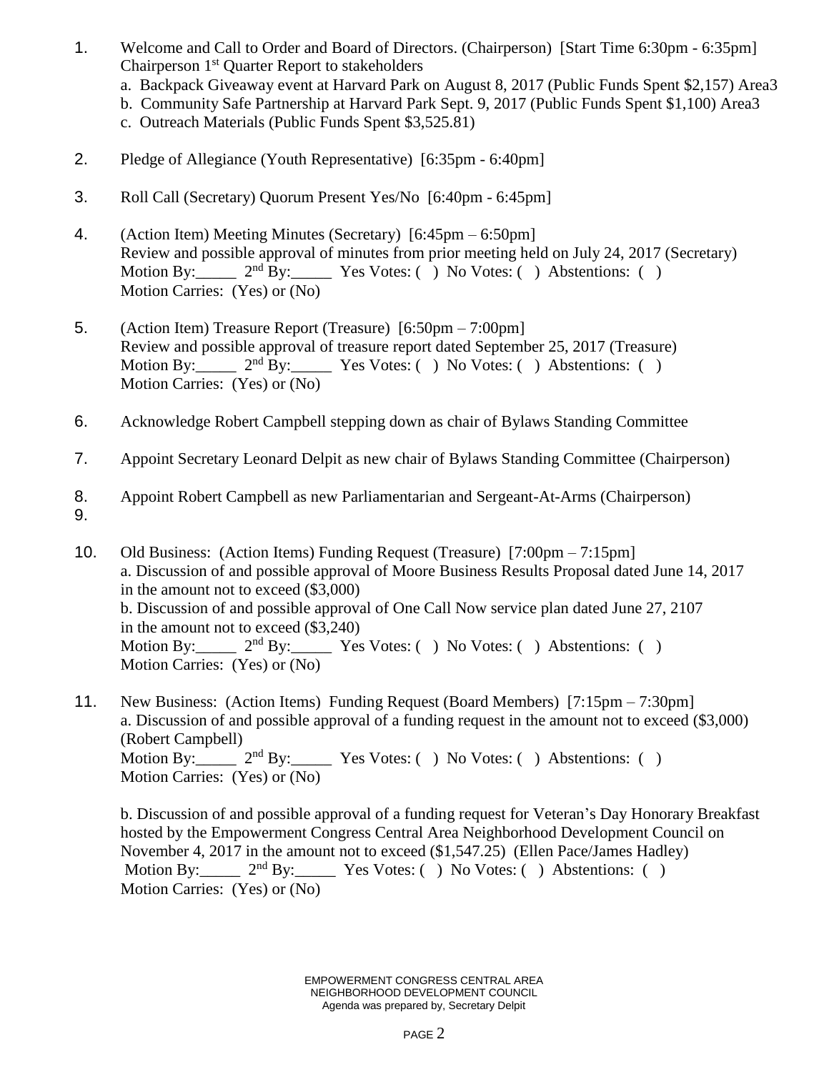1. Welcome and Call to Order and Board of Directors. (Chairperson) [Start Time 6:30pm - 6:35pm]
   Chairperson 1st Quarter Report to stakeholders
   a. Backpack Giveaway event at Harvard Park on August 8, 2017 (Public Funds Spent $2,157) Area3
   b. Community Safe Partnership at Harvard Park Sept. 9, 2017 (Public Funds Spent $1,100) Area3
   c. Outreach Materials (Public Funds Spent $3,525.81)

2. Pledge of Allegiance (Youth Representative) [6:35pm - 6:40pm]

3. Roll Call (Secretary) Quorum Present Yes/No [6:40pm - 6:45pm]

4. (Action Item) Meeting Minutes (Secretary) [6:45pm – 6:50pm]
   Review and possible approval of minutes from prior meeting held on July 24, 2017 (Secretary)
   Motion By:_____ 2nd By:_____ Yes Votes: ( ) No Votes: ( ) Abstentions: ( )
   Motion Carries: (Yes) or (No)

5. (Action Item) Treasure Report (Treasure) [6:50pm – 7:00pm]
   Review and possible approval of treasure report dated September 25, 2017 (Treasure)
   Motion By:_____ 2nd By:_____ Yes Votes: ( ) No Votes: ( ) Abstentions: ( )
   Motion Carries: (Yes) or (No)

6. Acknowledge Robert Campbell stepping down as chair of Bylaws Standing Committee

7. Appoint Secretary Leonard Delpit as new chair of Bylaws Standing Committee (Chairperson)

8. Appoint Robert Campbell as new Parliamentarian and Sergeant-At-Arms (Chairperson)

9. 

10. Old Business: (Action Items) Funding Request (Treasure) [7:00pm – 7:15pm]
    a. Discussion of and possible approval of Moore Business Results Proposal dated June 14, 2017 in the amount not to exceed ($3,000)
    b. Discussion of and possible approval of One Call Now service plan dated June 27, 2107 in the amount not to exceed ($3,240)
    Motion By:_____ 2nd By:_____ Yes Votes: ( ) No Votes: ( ) Abstentions: ( )
    Motion Carries: (Yes) or (No)

11. New Business: (Action Items) Funding Request (Board Members) [7:15pm – 7:30pm]
    a. Discussion of and possible approval of a funding request in the amount not to exceed ($3,000) (Robert Campbell)
    Motion By:_____ 2nd By:_____ Yes Votes: ( ) No Votes: ( ) Abstentions: ( )
    Motion Carries: (Yes) or (No)

    b. Discussion of and possible approval of a funding request for Veteran's Day Honorary Breakfast hosted by the Empowerment Congress Central Area Neighborhood Development Council on November 4, 2017 in the amount not to exceed ($1,547.25) (Ellen Pace/James Hadley)
    Motion By:_____ 2nd By:_____ Yes Votes: ( ) No Votes: ( ) Abstentions: ( )
    Motion Carries: (Yes) or (No)

EMPOWERMENT CONGRESS CENTRAL AREA
NEIGHBORHOOD DEVELOPMENT COUNCIL
Agenda was prepared by, Secretary Delpit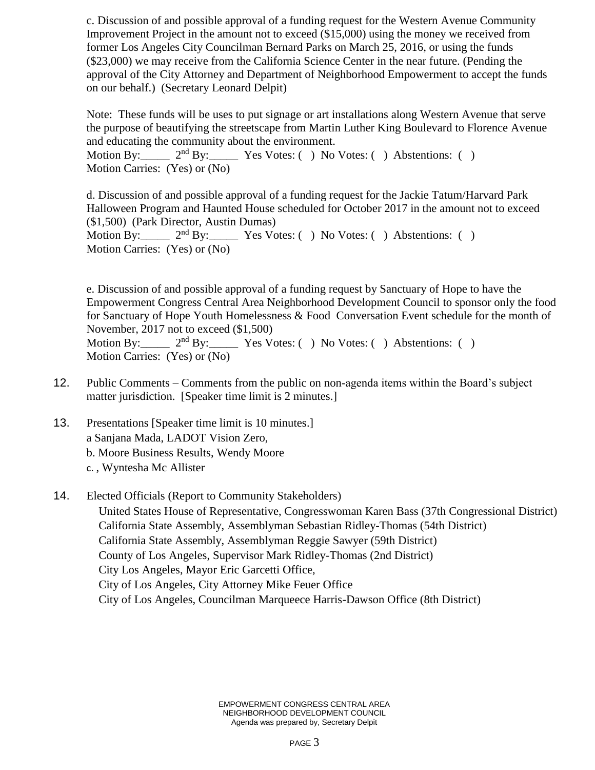c. Discussion of and possible approval of a funding request for the Western Avenue Community Improvement Project in the amount not to exceed ($15,000) using the money we received from former Los Angeles City Councilman Bernard Parks on March 25, 2016, or using the funds ($23,000) we may receive from the California Science Center in the near future. (Pending the approval of the City Attorney and Department of Neighborhood Empowerment to accept the funds on our behalf.) (Secretary Leonard Delpit)

Note: These funds will be uses to put signage or art installations along Western Avenue that serve the purpose of beautifying the streetscape from Martin Luther King Boulevard to Florence Avenue and educating the community about the environment.
Motion By:_____ 2nd By:_____ Yes Votes: ( ) No Votes: ( ) Abstentions: ( )
Motion Carries: (Yes) or (No)

d. Discussion of and possible approval of a funding request for the Jackie Tatum/Harvard Park Halloween Program and Haunted House scheduled for October 2017 in the amount not to exceed ($1,500) (Park Director, Austin Dumas)
Motion By:_____ 2nd By:_____ Yes Votes: ( ) No Votes: ( ) Abstentions: ( )
Motion Carries: (Yes) or (No)

e. Discussion of and possible approval of a funding request by Sanctuary of Hope to have the Empowerment Congress Central Area Neighborhood Development Council to sponsor only the food for Sanctuary of Hope Youth Homelessness & Food Conversation Event schedule for the month of November, 2017 not to exceed ($1,500)
Motion By:_____ 2nd By:_____ Yes Votes: ( ) No Votes: ( ) Abstentions: ( )
Motion Carries: (Yes) or (No)

12. Public Comments – Comments from the public on non-agenda items within the Board's subject matter jurisdiction. [Speaker time limit is 2 minutes.]

13. Presentations [Speaker time limit is 10 minutes.]
a Sanjana Mada, LADOT Vision Zero,
b. Moore Business Results, Wendy Moore
c. , Wyntesha Mc Allister

14. Elected Officials (Report to Community Stakeholders)
United States House of Representative, Congresswoman Karen Bass (37th Congressional District)
California State Assembly, Assemblyman Sebastian Ridley-Thomas (54th District)
California State Assembly, Assemblyman Reggie Sawyer (59th District)
County of Los Angeles, Supervisor Mark Ridley-Thomas (2nd District)
City Los Angeles, Mayor Eric Garcetti Office,
City of Los Angeles, City Attorney Mike Feuer Office
City of Los Angeles, Councilman Marqueece Harris-Dawson Office (8th District)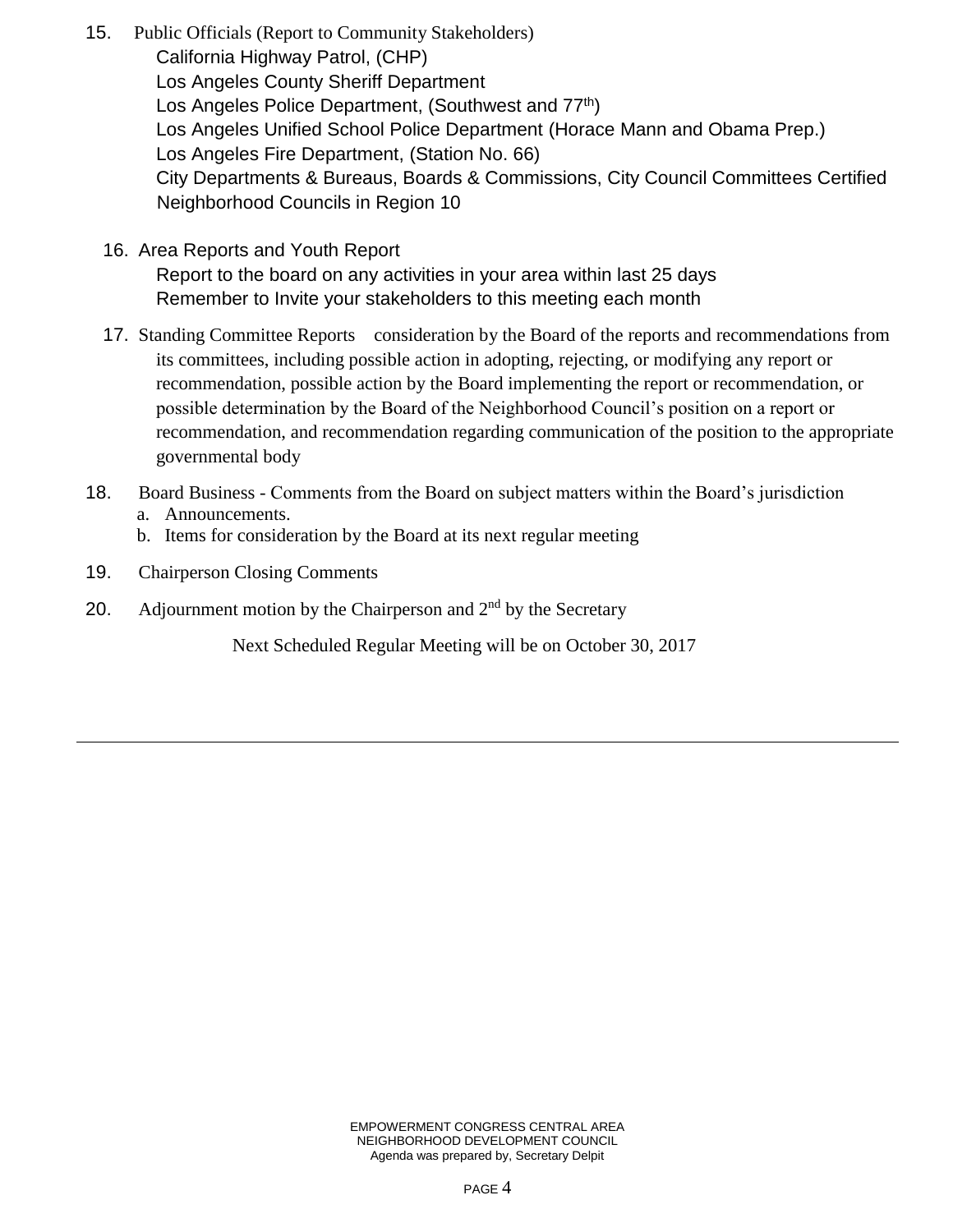15. Public Officials (Report to Community Stakeholders)
    - California Highway Patrol, (CHP)
    - Los Angeles County Sheriff Department
    - Los Angeles Police Department, (Southwest and 77th)
    - Los Angeles Unified School Police Department (Horace Mann and Obama Prep.)
    - Los Angeles Fire Department, (Station No. 66)
    - City Departments & Bureaus, Boards & Commissions, City Council Committees Certified Neighborhood Councils in Region 10

16. Area Reports and Youth Report
    - Report to the board on any activities in your area within last 25 days
    - Remember to Invite your stakeholders to this meeting each month

17. Standing Committee Reports consideration by the Board of the reports and recommendations from its committees, including possible action in adopting, rejecting, or modifying any report or recommendation, possible action by the Board implementing the report or recommendation, or possible determination by the Board of the Neighborhood Council's position on a report or recommendation, and recommendation regarding communication of the position to the appropriate governmental body

18. Board Business - Comments from the Board on subject matters within the Board's jurisdiction
    a. Announcements.
    b. Items for consideration by the Board at its next regular meeting

19. Chairperson Closing Comments

20. Adjournment motion by the Chairperson and 2nd by the Secretary

Next Scheduled Regular Meeting will be on October 30, 2017

---

EMPOWERMENT CONGRESS CENTRAL AREA
NEIGHBORHOOD DEVELOPMENT COUNCIL
Agenda was prepared by, Secretary Delpit